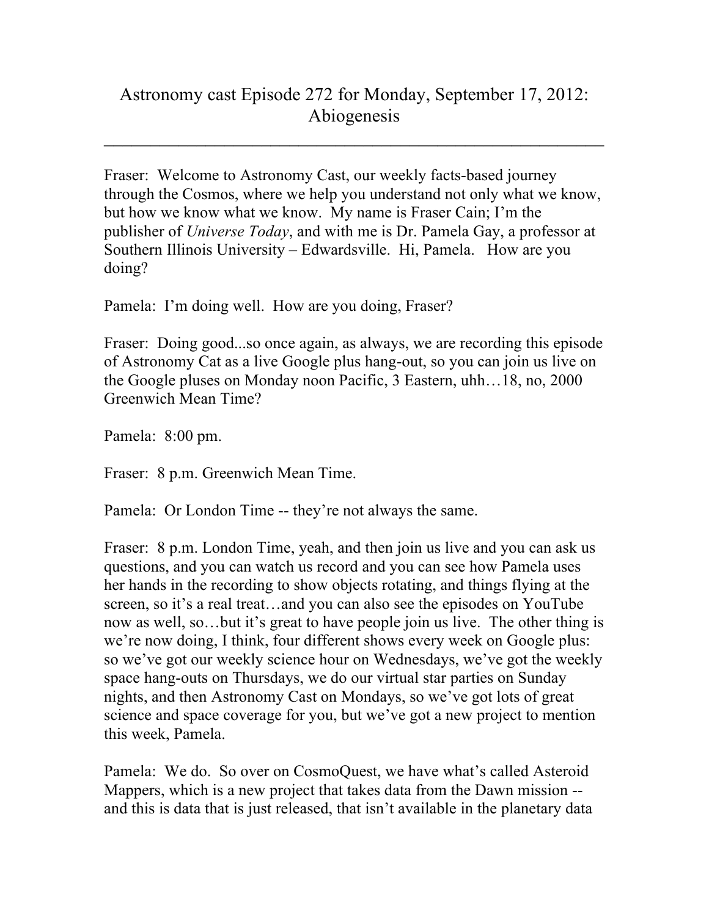# Astronomy cast Episode 272 for Monday, September 17, 2012: Abiogenesis

---

Fraser: Welcome to Astronomy Cast, our weekly facts-based journey through the Cosmos, where we help you understand not only what we know, but how we know what we know. My name is Fraser Cain; I'm the publisher of *Universe Today*, and with me is Dr. Pamela Gay, a professor at Southern Illinois University – Edwardsville. Hi, Pamela. How are you doing?

Pamela: I'm doing well. How are you doing, Fraser?

Fraser: Doing good...so once again, as always, we are recording this episode of Astronomy Cat as a live Google plus hang-out, so you can join us live on the Google pluses on Monday noon Pacific, 3 Eastern, uhh…18, no, 2000 Greenwich Mean Time?

Pamela: 8:00 pm.

Fraser: 8 p.m. Greenwich Mean Time.

Pamela: Or London Time -- they're not always the same.

Fraser: 8 p.m. London Time, yeah, and then join us live and you can ask us questions, and you can watch us record and you can see how Pamela uses her hands in the recording to show objects rotating, and things flying at the screen, so it's a real treat…and you can also see the episodes on YouTube now as well, so…but it's great to have people join us live. The other thing is we're now doing, I think, four different shows every week on Google plus: so we've got our weekly science hour on Wednesdays, we've got the weekly space hang-outs on Thursdays, we do our virtual star parties on Sunday nights, and then Astronomy Cast on Mondays, so we've got lots of great science and space coverage for you, but we've got a new project to mention this week, Pamela.

Pamela: We do. So over on CosmoQuest, we have what's called Asteroid Mappers, which is a new project that takes data from the Dawn mission -- and this is data that is just released, that isn't available in the planetary data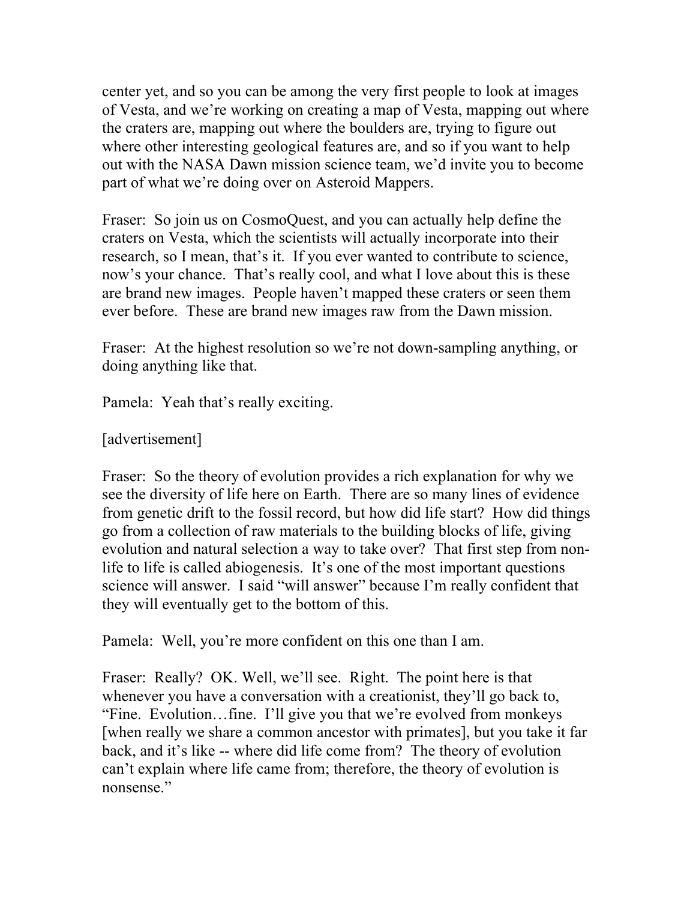center yet, and so you can be among the very first people to look at images of Vesta, and we're working on creating a map of Vesta, mapping out where the craters are, mapping out where the boulders are, trying to figure out where other interesting geological features are, and so if you want to help out with the NASA Dawn mission science team, we'd invite you to become part of what we're doing over on Asteroid Mappers.

Fraser: So join us on CosmoQuest, and you can actually help define the craters on Vesta, which the scientists will actually incorporate into their research, so I mean, that's it. If you ever wanted to contribute to science, now's your chance. That's really cool, and what I love about this is these are brand new images. People haven't mapped these craters or seen them ever before. These are brand new images raw from the Dawn mission.

Fraser: At the highest resolution so we're not down-sampling anything, or doing anything like that.

Pamela: Yeah that's really exciting.

[advertisement]

Fraser: So the theory of evolution provides a rich explanation for why we see the diversity of life here on Earth. There are so many lines of evidence from genetic drift to the fossil record, but how did life start? How did things go from a collection of raw materials to the building blocks of life, giving evolution and natural selection a way to take over? That first step from non-life to life is called abiogenesis. It's one of the most important questions science will answer. I said "will answer" because I'm really confident that they will eventually get to the bottom of this.

Pamela: Well, you're more confident on this one than I am.

Fraser: Really? OK. Well, we'll see. Right. The point here is that whenever you have a conversation with a creationist, they'll go back to, "Fine. Evolution…fine. I'll give you that we're evolved from monkeys [when really we share a common ancestor with primates], but you take it far back, and it's like -- where did life come from? The theory of evolution can't explain where life came from; therefore, the theory of evolution is nonsense."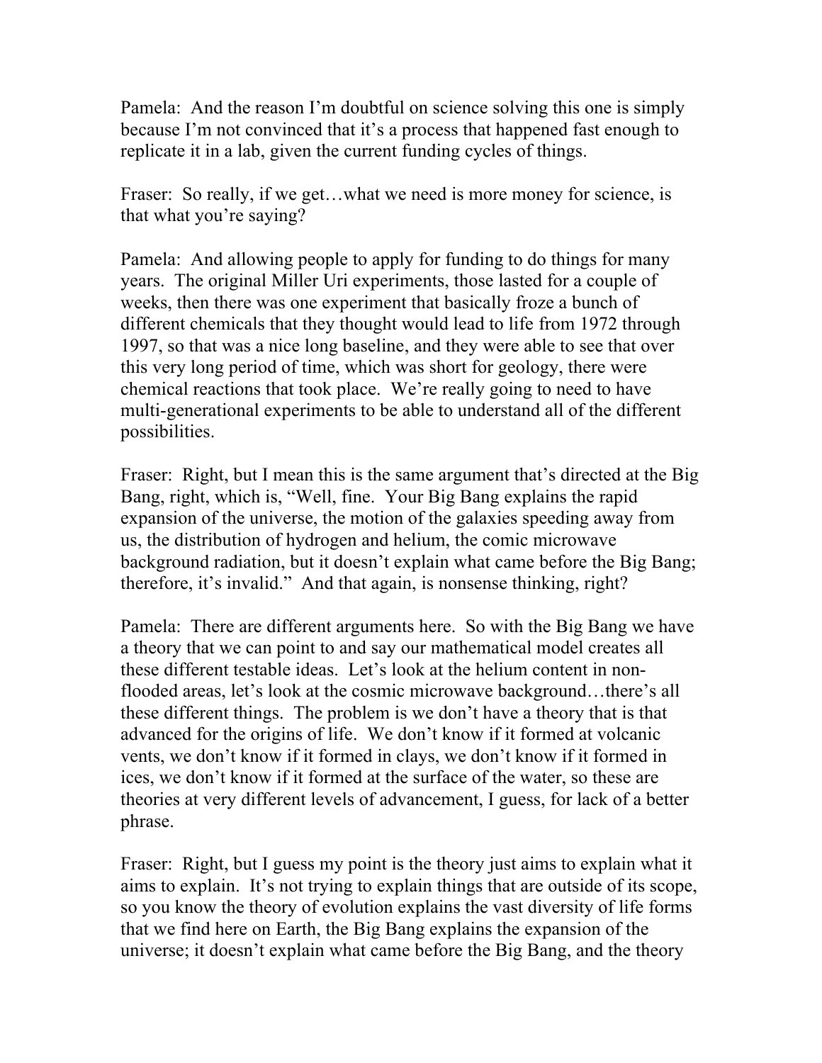Pamela: And the reason I'm doubtful on science solving this one is simply because I'm not convinced that it's a process that happened fast enough to replicate it in a lab, given the current funding cycles of things.

Fraser: So really, if we get…what we need is more money for science, is that what you're saying?

Pamela: And allowing people to apply for funding to do things for many years. The original Miller Uri experiments, those lasted for a couple of weeks, then there was one experiment that basically froze a bunch of different chemicals that they thought would lead to life from 1972 through 1997, so that was a nice long baseline, and they were able to see that over this very long period of time, which was short for geology, there were chemical reactions that took place. We're really going to need to have multi-generational experiments to be able to understand all of the different possibilities.

Fraser: Right, but I mean this is the same argument that's directed at the Big Bang, right, which is, "Well, fine. Your Big Bang explains the rapid expansion of the universe, the motion of the galaxies speeding away from us, the distribution of hydrogen and helium, the comic microwave background radiation, but it doesn't explain what came before the Big Bang; therefore, it's invalid." And that again, is nonsense thinking, right?

Pamela: There are different arguments here. So with the Big Bang we have a theory that we can point to and say our mathematical model creates all these different testable ideas. Let's look at the helium content in non-flooded areas, let's look at the cosmic microwave background…there's all these different things. The problem is we don't have a theory that is that advanced for the origins of life. We don't know if it formed at volcanic vents, we don't know if it formed in clays, we don't know if it formed in ices, we don't know if it formed at the surface of the water, so these are theories at very different levels of advancement, I guess, for lack of a better phrase.

Fraser: Right, but I guess my point is the theory just aims to explain what it aims to explain. It's not trying to explain things that are outside of its scope, so you know the theory of evolution explains the vast diversity of life forms that we find here on Earth, the Big Bang explains the expansion of the universe; it doesn't explain what came before the Big Bang, and the theory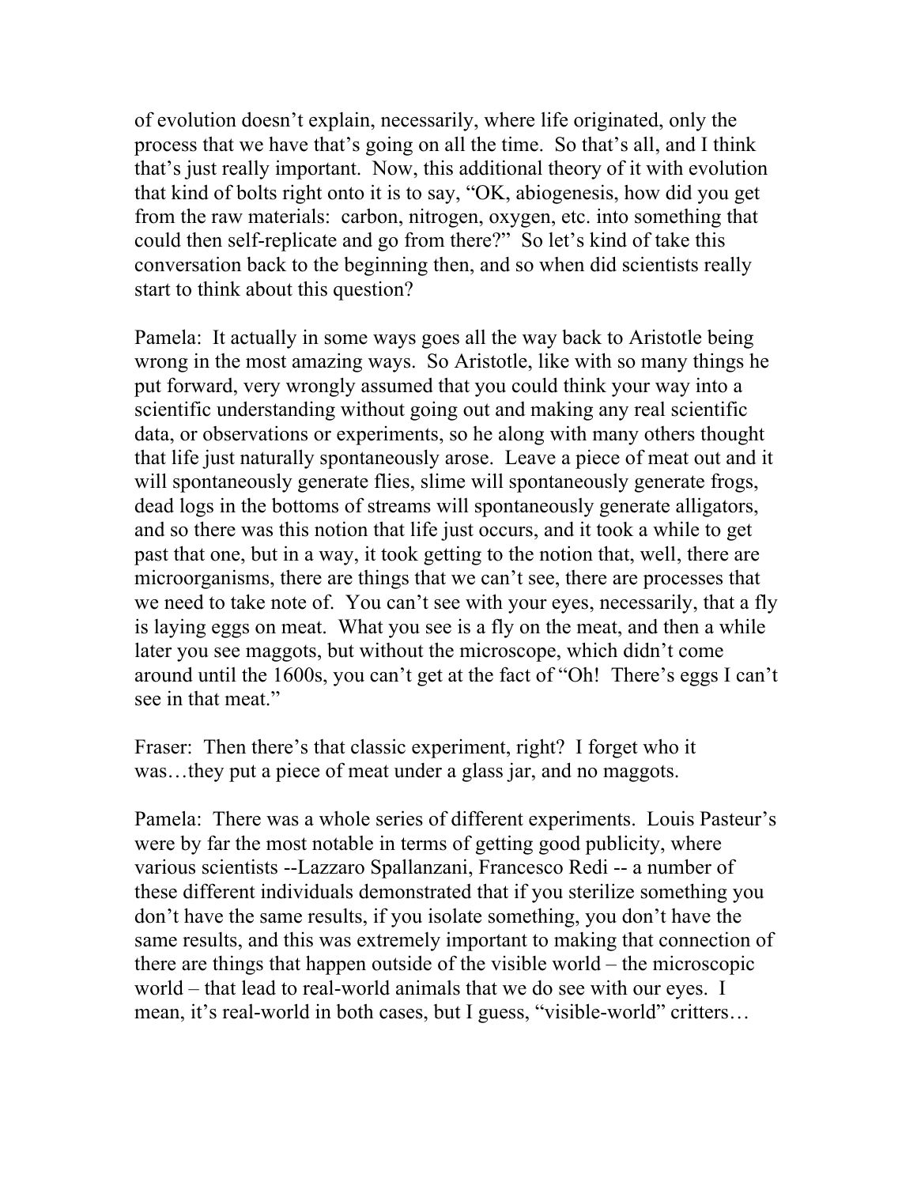of evolution doesn't explain, necessarily, where life originated, only the process that we have that's going on all the time. So that's all, and I think that's just really important. Now, this additional theory of it with evolution that kind of bolts right onto it is to say, "OK, abiogenesis, how did you get from the raw materials: carbon, nitrogen, oxygen, etc. into something that could then self-replicate and go from there?" So let's kind of take this conversation back to the beginning then, and so when did scientists really start to think about this question?

Pamela: It actually in some ways goes all the way back to Aristotle being wrong in the most amazing ways. So Aristotle, like with so many things he put forward, very wrongly assumed that you could think your way into a scientific understanding without going out and making any real scientific data, or observations or experiments, so he along with many others thought that life just naturally spontaneously arose. Leave a piece of meat out and it will spontaneously generate flies, slime will spontaneously generate frogs, dead logs in the bottoms of streams will spontaneously generate alligators, and so there was this notion that life just occurs, and it took a while to get past that one, but in a way, it took getting to the notion that, well, there are microorganisms, there are things that we can't see, there are processes that we need to take note of. You can't see with your eyes, necessarily, that a fly is laying eggs on meat. What you see is a fly on the meat, and then a while later you see maggots, but without the microscope, which didn't come around until the 1600s, you can't get at the fact of "Oh! There's eggs I can't see in that meat."

Fraser: Then there's that classic experiment, right? I forget who it was…they put a piece of meat under a glass jar, and no maggots.

Pamela: There was a whole series of different experiments. Louis Pasteur's were by far the most notable in terms of getting good publicity, where various scientists --Lazzaro Spallanzani, Francesco Redi -- a number of these different individuals demonstrated that if you sterilize something you don't have the same results, if you isolate something, you don't have the same results, and this was extremely important to making that connection of there are things that happen outside of the visible world – the microscopic world – that lead to real-world animals that we do see with our eyes. I mean, it's real-world in both cases, but I guess, "visible-world" critters…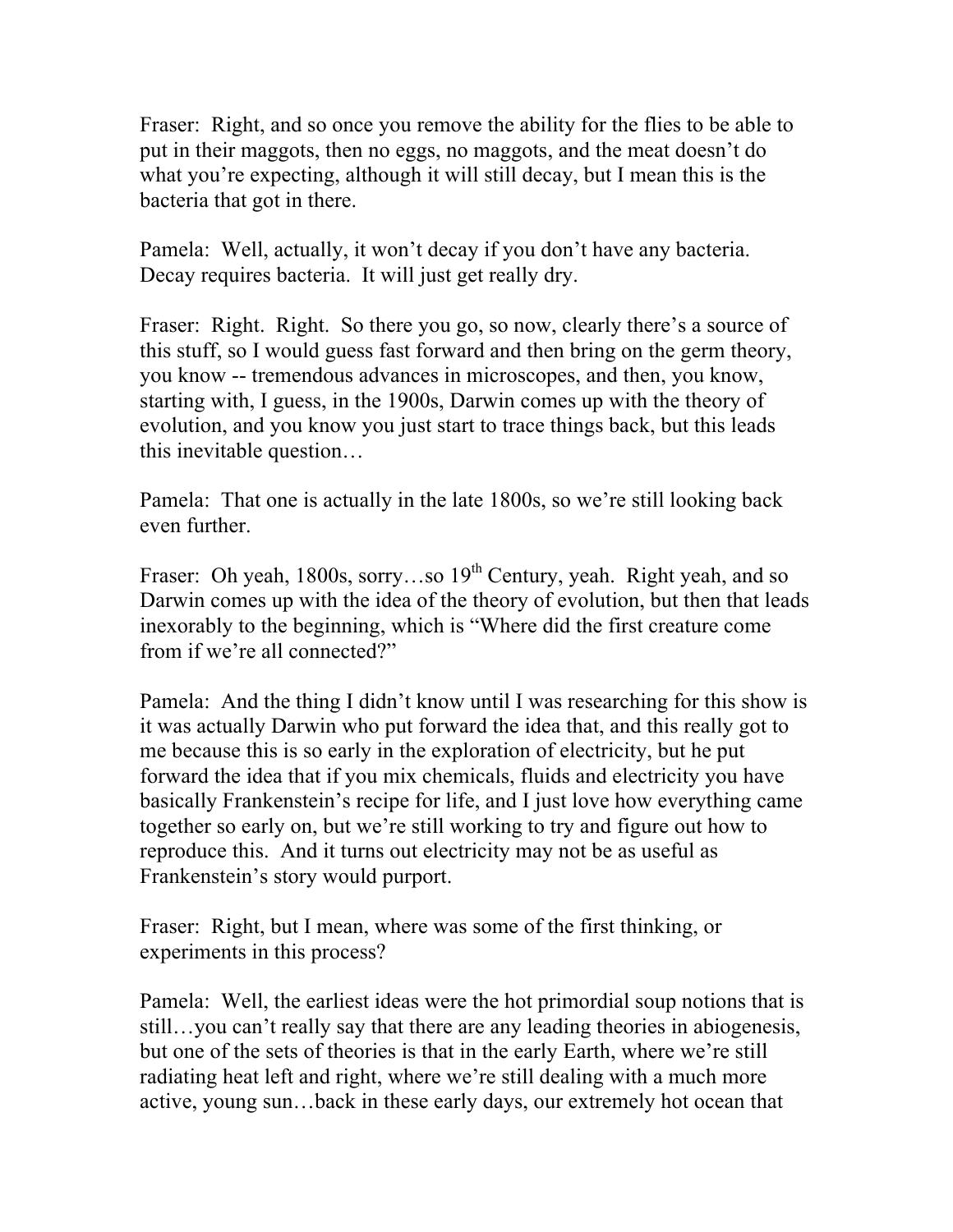Fraser:  Right, and so once you remove the ability for the flies to be able to put in their maggots, then no eggs, no maggots, and the meat doesn't do what you're expecting, although it will still decay, but I mean this is the bacteria that got in there.

Pamela:  Well, actually, it won't decay if you don't have any bacteria. Decay requires bacteria.  It will just get really dry.

Fraser:  Right.  Right.  So there you go, so now, clearly there's a source of this stuff, so I would guess fast forward and then bring on the germ theory, you know -- tremendous advances in microscopes, and then, you know, starting with, I guess, in the 1900s, Darwin comes up with the theory of evolution, and you know you just start to trace things back, but this leads this inevitable question…

Pamela:  That one is actually in the late 1800s, so we're still looking back even further.

Fraser:  Oh yeah, 1800s, sorry…so 19th Century, yeah.  Right yeah, and so Darwin comes up with the idea of the theory of evolution, but then that leads inexorably to the beginning, which is "Where did the first creature come from if we're all connected?"

Pamela:  And the thing I didn't know until I was researching for this show is it was actually Darwin who put forward the idea that, and this really got to me because this is so early in the exploration of electricity, but he put forward the idea that if you mix chemicals, fluids and electricity you have basically Frankenstein's recipe for life, and I just love how everything came together so early on, but we're still working to try and figure out how to reproduce this.  And it turns out electricity may not be as useful as Frankenstein's story would purport.

Fraser:  Right, but I mean, where was some of the first thinking, or experiments in this process?

Pamela:  Well, the earliest ideas were the hot primordial soup notions that is still…you can't really say that there are any leading theories in abiogenesis, but one of the sets of theories is that in the early Earth, where we're still radiating heat left and right, where we're still dealing with a much more active, young sun…back in these early days, our extremely hot ocean that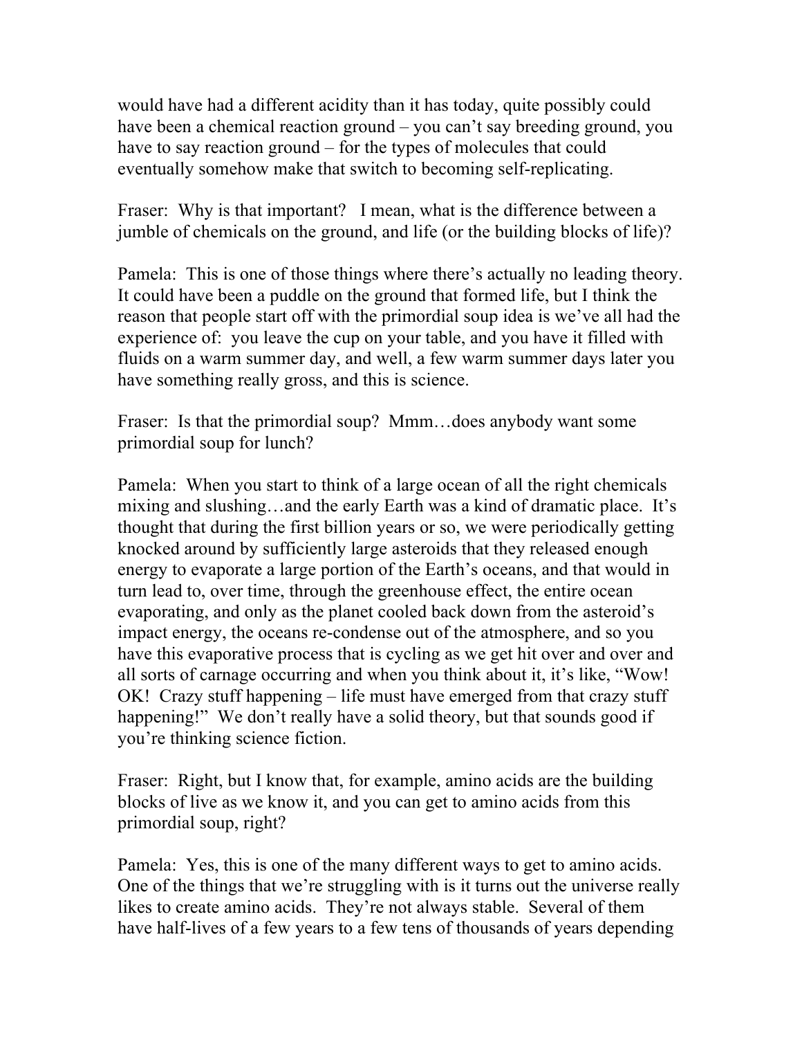would have had a different acidity than it has today, quite possibly could have been a chemical reaction ground – you can't say breeding ground, you have to say reaction ground – for the types of molecules that could eventually somehow make that switch to becoming self-replicating.

Fraser: Why is that important? I mean, what is the difference between a jumble of chemicals on the ground, and life (or the building blocks of life)?

Pamela: This is one of those things where there's actually no leading theory. It could have been a puddle on the ground that formed life, but I think the reason that people start off with the primordial soup idea is we've all had the experience of: you leave the cup on your table, and you have it filled with fluids on a warm summer day, and well, a few warm summer days later you have something really gross, and this is science.

Fraser: Is that the primordial soup? Mmm…does anybody want some primordial soup for lunch?

Pamela: When you start to think of a large ocean of all the right chemicals mixing and slushing…and the early Earth was a kind of dramatic place. It's thought that during the first billion years or so, we were periodically getting knocked around by sufficiently large asteroids that they released enough energy to evaporate a large portion of the Earth's oceans, and that would in turn lead to, over time, through the greenhouse effect, the entire ocean evaporating, and only as the planet cooled back down from the asteroid's impact energy, the oceans re-condense out of the atmosphere, and so you have this evaporative process that is cycling as we get hit over and over and all sorts of carnage occurring and when you think about it, it's like, "Wow! OK! Crazy stuff happening – life must have emerged from that crazy stuff happening!" We don't really have a solid theory, but that sounds good if you're thinking science fiction.

Fraser: Right, but I know that, for example, amino acids are the building blocks of live as we know it, and you can get to amino acids from this primordial soup, right?

Pamela: Yes, this is one of the many different ways to get to amino acids. One of the things that we're struggling with is it turns out the universe really likes to create amino acids. They're not always stable. Several of them have half-lives of a few years to a few tens of thousands of years depending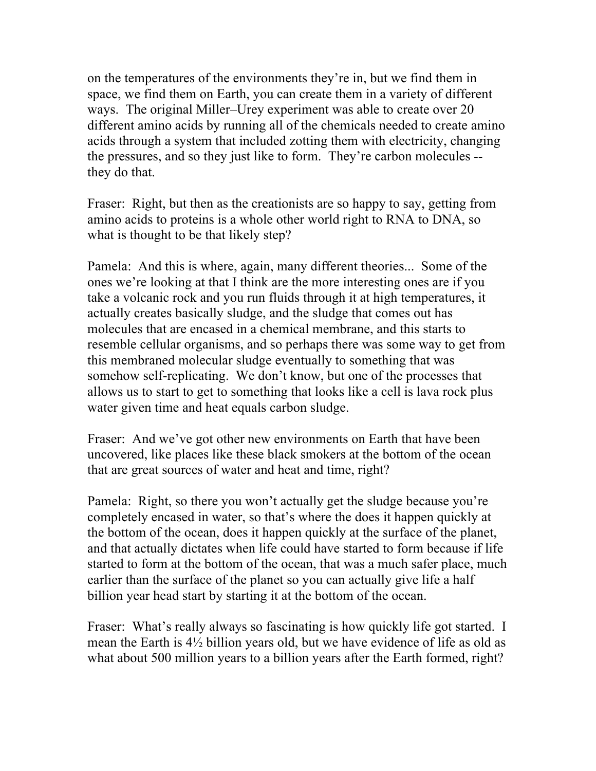on the temperatures of the environments they're in, but we find them in space, we find them on Earth, you can create them in a variety of different ways. The original Miller–Urey experiment was able to create over 20 different amino acids by running all of the chemicals needed to create amino acids through a system that included zotting them with electricity, changing the pressures, and so they just like to form. They're carbon molecules -- they do that.

Fraser: Right, but then as the creationists are so happy to say, getting from amino acids to proteins is a whole other world right to RNA to DNA, so what is thought to be that likely step?

Pamela: And this is where, again, many different theories... Some of the ones we're looking at that I think are the more interesting ones are if you take a volcanic rock and you run fluids through it at high temperatures, it actually creates basically sludge, and the sludge that comes out has molecules that are encased in a chemical membrane, and this starts to resemble cellular organisms, and so perhaps there was some way to get from this membraned molecular sludge eventually to something that was somehow self-replicating. We don't know, but one of the processes that allows us to start to get to something that looks like a cell is lava rock plus water given time and heat equals carbon sludge.

Fraser: And we've got other new environments on Earth that have been uncovered, like places like these black smokers at the bottom of the ocean that are great sources of water and heat and time, right?

Pamela: Right, so there you won't actually get the sludge because you're completely encased in water, so that's where the does it happen quickly at the bottom of the ocean, does it happen quickly at the surface of the planet, and that actually dictates when life could have started to form because if life started to form at the bottom of the ocean, that was a much safer place, much earlier than the surface of the planet so you can actually give life a half billion year head start by starting it at the bottom of the ocean.

Fraser: What's really always so fascinating is how quickly life got started. I mean the Earth is 4½ billion years old, but we have evidence of life as old as what about 500 million years to a billion years after the Earth formed, right?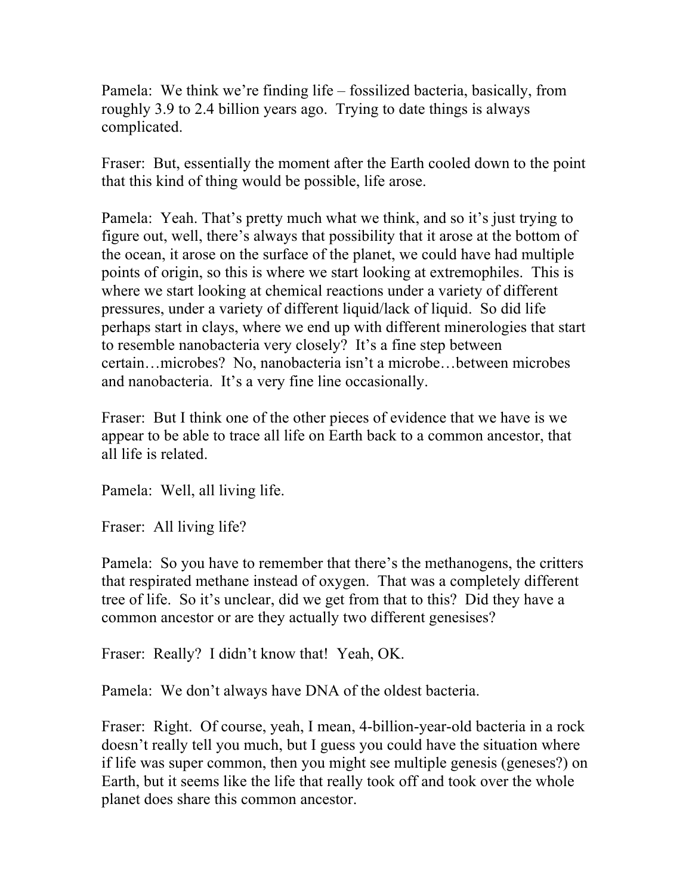Pamela: We think we're finding life – fossilized bacteria, basically, from roughly 3.9 to 2.4 billion years ago. Trying to date things is always complicated.

Fraser: But, essentially the moment after the Earth cooled down to the point that this kind of thing would be possible, life arose.

Pamela: Yeah. That's pretty much what we think, and so it's just trying to figure out, well, there's always that possibility that it arose at the bottom of the ocean, it arose on the surface of the planet, we could have had multiple points of origin, so this is where we start looking at extremophiles. This is where we start looking at chemical reactions under a variety of different pressures, under a variety of different liquid/lack of liquid. So did life perhaps start in clays, where we end up with different minerologies that start to resemble nanobacteria very closely? It's a fine step between certain…microbes? No, nanobacteria isn't a microbe…between microbes and nanobacteria. It's a very fine line occasionally.

Fraser: But I think one of the other pieces of evidence that we have is we appear to be able to trace all life on Earth back to a common ancestor, that all life is related.

Pamela: Well, all living life.

Fraser: All living life?

Pamela: So you have to remember that there's the methanogens, the critters that respirated methane instead of oxygen. That was a completely different tree of life. So it's unclear, did we get from that to this? Did they have a common ancestor or are they actually two different genesises?

Fraser: Really? I didn't know that! Yeah, OK.

Pamela: We don't always have DNA of the oldest bacteria.

Fraser: Right. Of course, yeah, I mean, 4-billion-year-old bacteria in a rock doesn't really tell you much, but I guess you could have the situation where if life was super common, then you might see multiple genesis (geneses?) on Earth, but it seems like the life that really took off and took over the whole planet does share this common ancestor.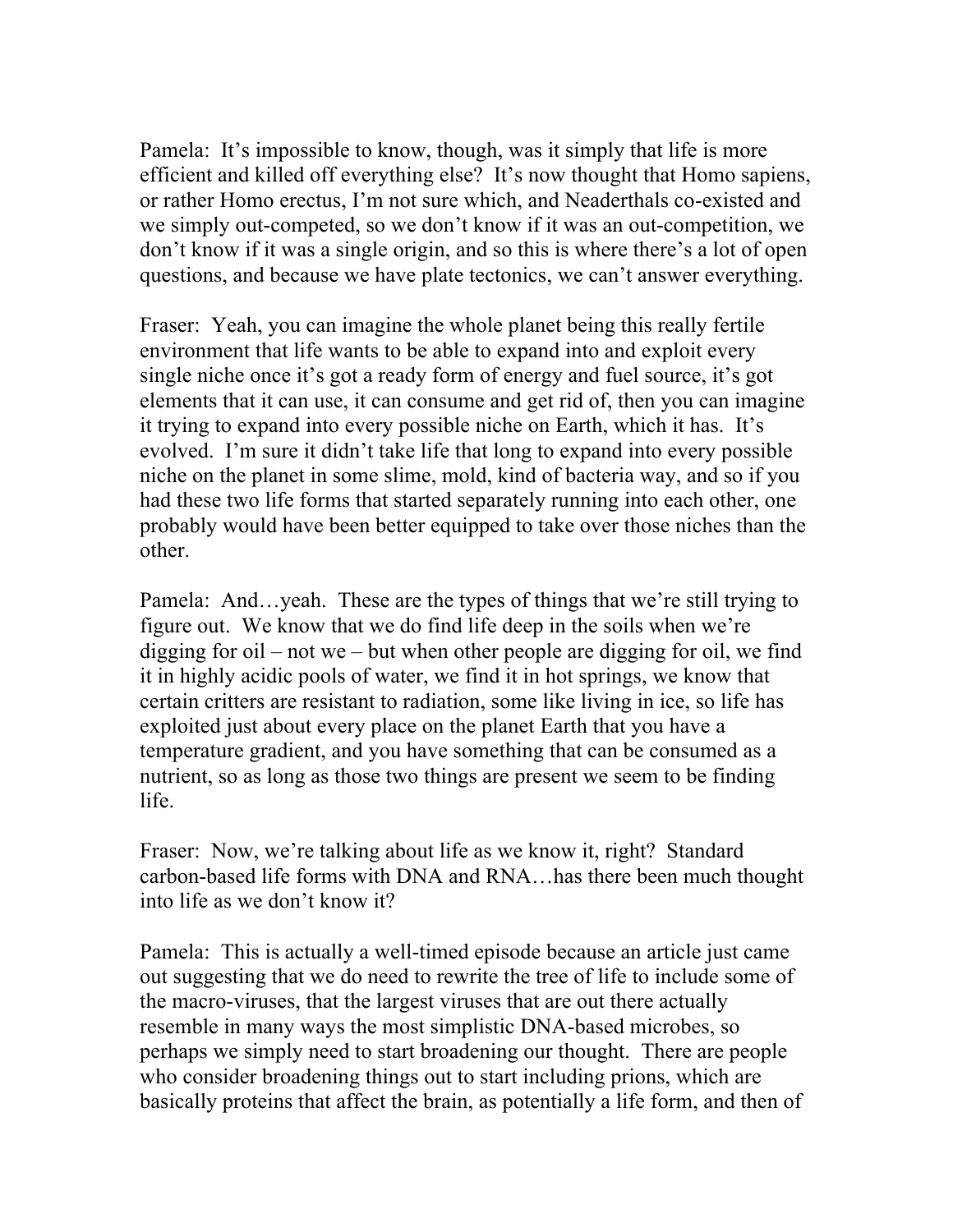Pamela: It's impossible to know, though, was it simply that life is more efficient and killed off everything else? It's now thought that Homo sapiens, or rather Homo erectus, I'm not sure which, and Neaderthals co-existed and we simply out-competed, so we don't know if it was an out-competition, we don't know if it was a single origin, and so this is where there's a lot of open questions, and because we have plate tectonics, we can't answer everything.

Fraser: Yeah, you can imagine the whole planet being this really fertile environment that life wants to be able to expand into and exploit every single niche once it's got a ready form of energy and fuel source, it's got elements that it can use, it can consume and get rid of, then you can imagine it trying to expand into every possible niche on Earth, which it has. It's evolved. I'm sure it didn't take life that long to expand into every possible niche on the planet in some slime, mold, kind of bacteria way, and so if you had these two life forms that started separately running into each other, one probably would have been better equipped to take over those niches than the other.

Pamela: And…yeah. These are the types of things that we're still trying to figure out. We know that we do find life deep in the soils when we're digging for oil – not we – but when other people are digging for oil, we find it in highly acidic pools of water, we find it in hot springs, we know that certain critters are resistant to radiation, some like living in ice, so life has exploited just about every place on the planet Earth that you have a temperature gradient, and you have something that can be consumed as a nutrient, so as long as those two things are present we seem to be finding life.

Fraser: Now, we're talking about life as we know it, right? Standard carbon-based life forms with DNA and RNA…has there been much thought into life as we don't know it?

Pamela: This is actually a well-timed episode because an article just came out suggesting that we do need to rewrite the tree of life to include some of the macro-viruses, that the largest viruses that are out there actually resemble in many ways the most simplistic DNA-based microbes, so perhaps we simply need to start broadening our thought. There are people who consider broadening things out to start including prions, which are basically proteins that affect the brain, as potentially a life form, and then of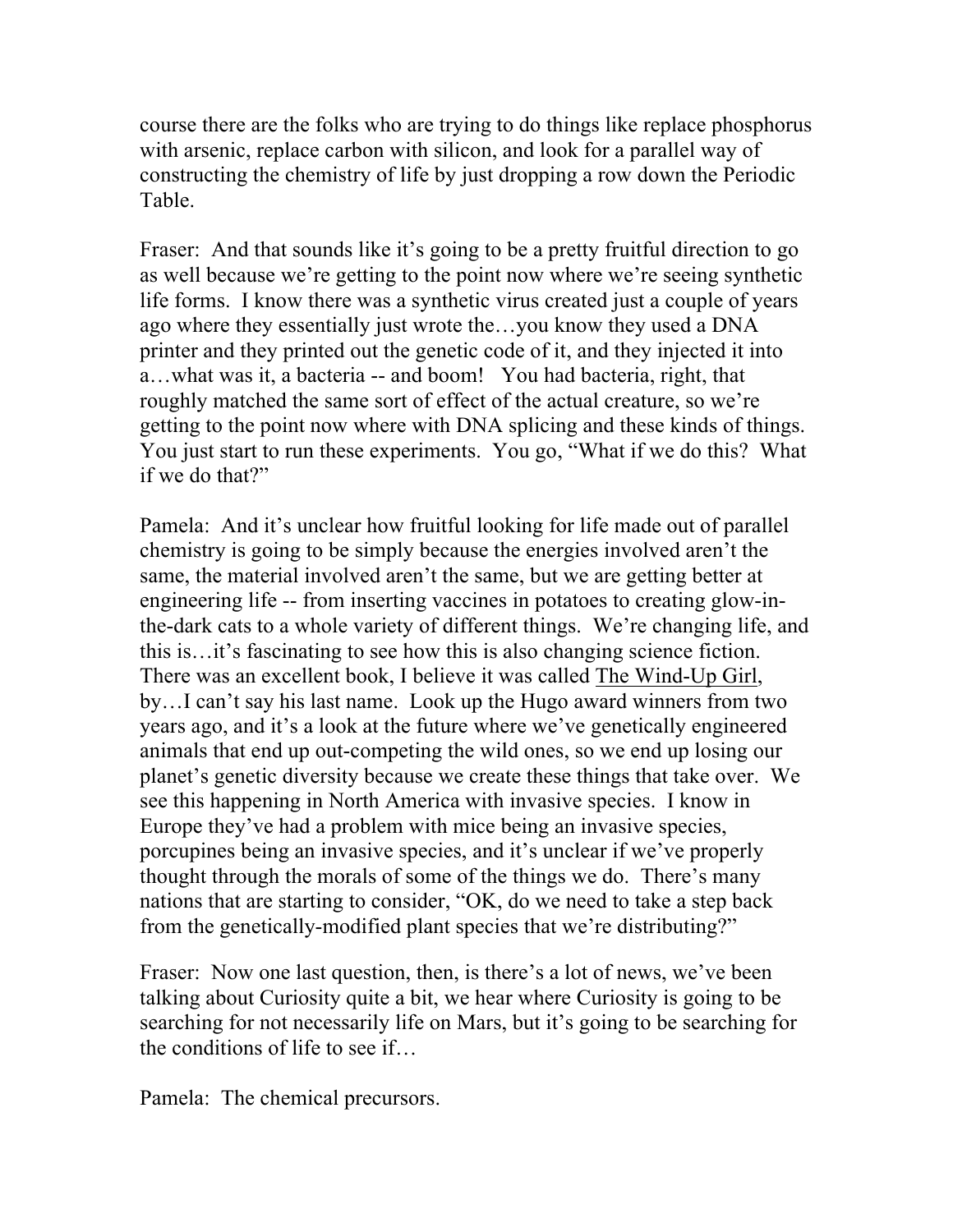course there are the folks who are trying to do things like replace phosphorus with arsenic, replace carbon with silicon, and look for a parallel way of constructing the chemistry of life by just dropping a row down the Periodic Table.

Fraser: And that sounds like it's going to be a pretty fruitful direction to go as well because we're getting to the point now where we're seeing synthetic life forms. I know there was a synthetic virus created just a couple of years ago where they essentially just wrote the…you know they used a DNA printer and they printed out the genetic code of it, and they injected it into a…what was it, a bacteria -- and boom! You had bacteria, right, that roughly matched the same sort of effect of the actual creature, so we're getting to the point now where with DNA splicing and these kinds of things. You just start to run these experiments. You go, "What if we do this? What if we do that?"

Pamela: And it's unclear how fruitful looking for life made out of parallel chemistry is going to be simply because the energies involved aren't the same, the material involved aren't the same, but we are getting better at engineering life -- from inserting vaccines in potatoes to creating glow-in-the-dark cats to a whole variety of different things. We're changing life, and this is…it's fascinating to see how this is also changing science fiction. There was an excellent book, I believe it was called The Wind-Up Girl, by…I can't say his last name. Look up the Hugo award winners from two years ago, and it's a look at the future where we've genetically engineered animals that end up out-competing the wild ones, so we end up losing our planet's genetic diversity because we create these things that take over. We see this happening in North America with invasive species. I know in Europe they've had a problem with mice being an invasive species, porcupines being an invasive species, and it's unclear if we've properly thought through the morals of some of the things we do. There's many nations that are starting to consider, "OK, do we need to take a step back from the genetically-modified plant species that we're distributing?"

Fraser: Now one last question, then, is there's a lot of news, we've been talking about Curiosity quite a bit, we hear where Curiosity is going to be searching for not necessarily life on Mars, but it's going to be searching for the conditions of life to see if…

Pamela: The chemical precursors.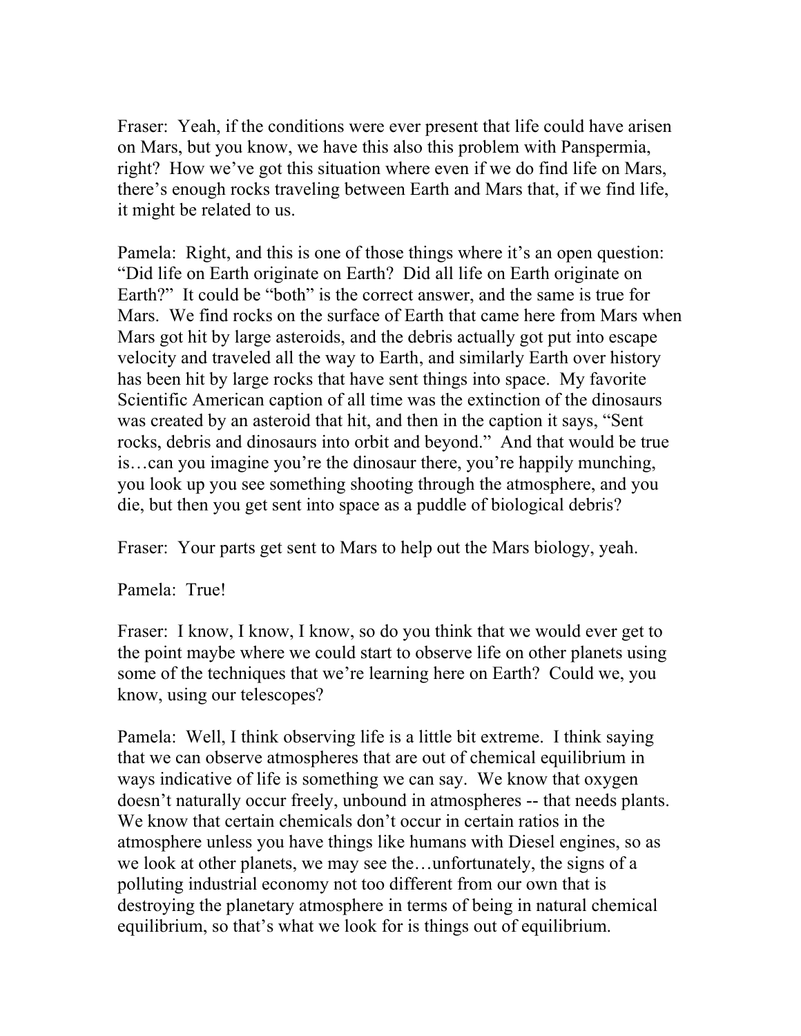Fraser: Yeah, if the conditions were ever present that life could have arisen on Mars, but you know, we have this also this problem with Panspermia, right? How we've got this situation where even if we do find life on Mars, there's enough rocks traveling between Earth and Mars that, if we find life, it might be related to us.

Pamela: Right, and this is one of those things where it's an open question: "Did life on Earth originate on Earth? Did all life on Earth originate on Earth?" It could be "both" is the correct answer, and the same is true for Mars. We find rocks on the surface of Earth that came here from Mars when Mars got hit by large asteroids, and the debris actually got put into escape velocity and traveled all the way to Earth, and similarly Earth over history has been hit by large rocks that have sent things into space. My favorite Scientific American caption of all time was the extinction of the dinosaurs was created by an asteroid that hit, and then in the caption it says, "Sent rocks, debris and dinosaurs into orbit and beyond." And that would be true is…can you imagine you're the dinosaur there, you're happily munching, you look up you see something shooting through the atmosphere, and you die, but then you get sent into space as a puddle of biological debris?

Fraser: Your parts get sent to Mars to help out the Mars biology, yeah.

Pamela: True!

Fraser: I know, I know, I know, so do you think that we would ever get to the point maybe where we could start to observe life on other planets using some of the techniques that we're learning here on Earth? Could we, you know, using our telescopes?

Pamela: Well, I think observing life is a little bit extreme. I think saying that we can observe atmospheres that are out of chemical equilibrium in ways indicative of life is something we can say. We know that oxygen doesn't naturally occur freely, unbound in atmospheres -- that needs plants. We know that certain chemicals don't occur in certain ratios in the atmosphere unless you have things like humans with Diesel engines, so as we look at other planets, we may see the…unfortunately, the signs of a polluting industrial economy not too different from our own that is destroying the planetary atmosphere in terms of being in natural chemical equilibrium, so that's what we look for is things out of equilibrium.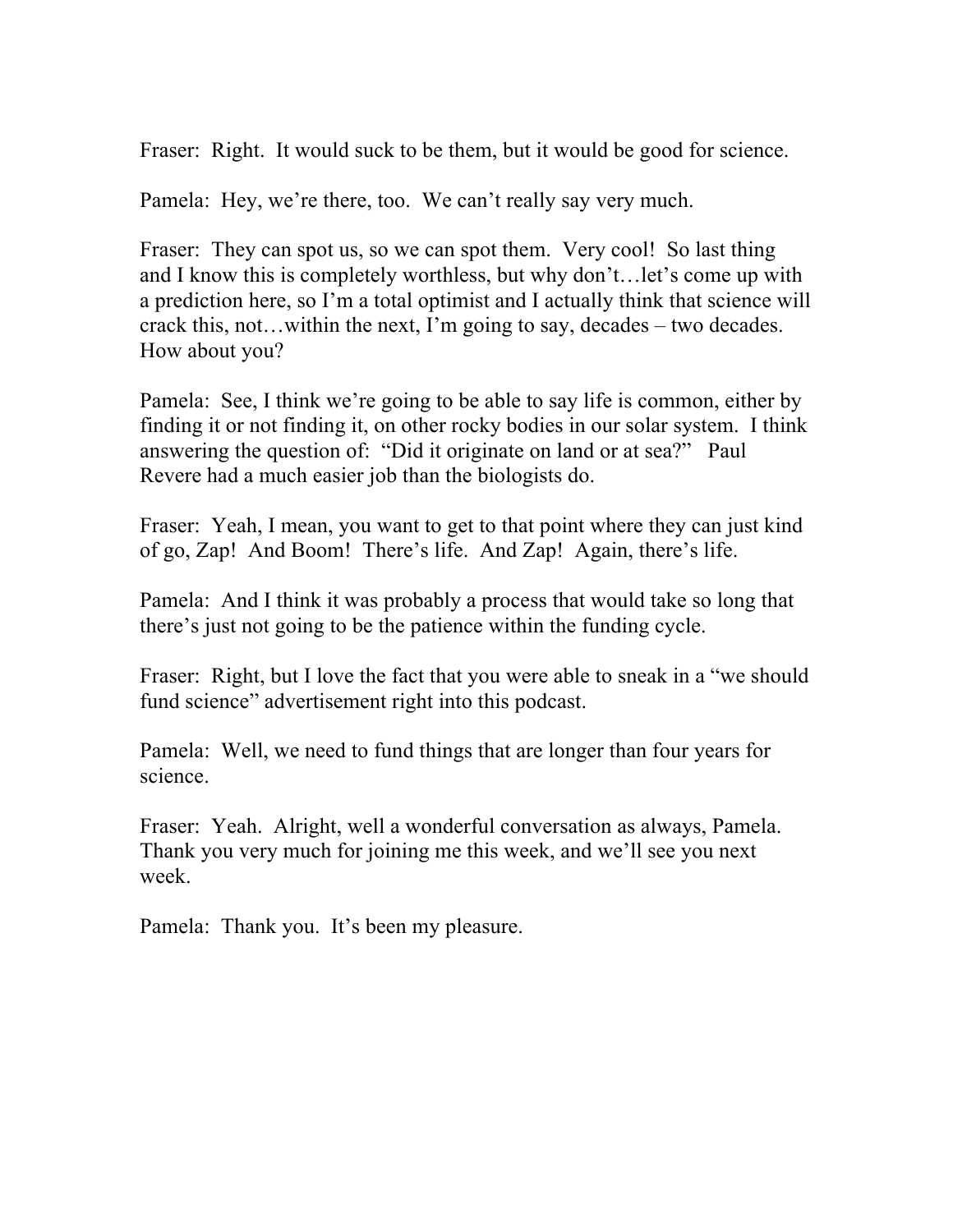Fraser: Right. It would suck to be them, but it would be good for science.

Pamela: Hey, we're there, too. We can't really say very much.

Fraser: They can spot us, so we can spot them. Very cool! So last thing and I know this is completely worthless, but why don't…let's come up with a prediction here, so I'm a total optimist and I actually think that science will crack this, not…within the next, I'm going to say, decades – two decades. How about you?

Pamela: See, I think we're going to be able to say life is common, either by finding it or not finding it, on other rocky bodies in our solar system. I think answering the question of: "Did it originate on land or at sea?" Paul Revere had a much easier job than the biologists do.

Fraser: Yeah, I mean, you want to get to that point where they can just kind of go, Zap! And Boom! There's life. And Zap! Again, there's life.

Pamela: And I think it was probably a process that would take so long that there's just not going to be the patience within the funding cycle.

Fraser: Right, but I love the fact that you were able to sneak in a "we should fund science" advertisement right into this podcast.

Pamela: Well, we need to fund things that are longer than four years for science.

Fraser: Yeah. Alright, well a wonderful conversation as always, Pamela. Thank you very much for joining me this week, and we'll see you next week.

Pamela: Thank you. It's been my pleasure.